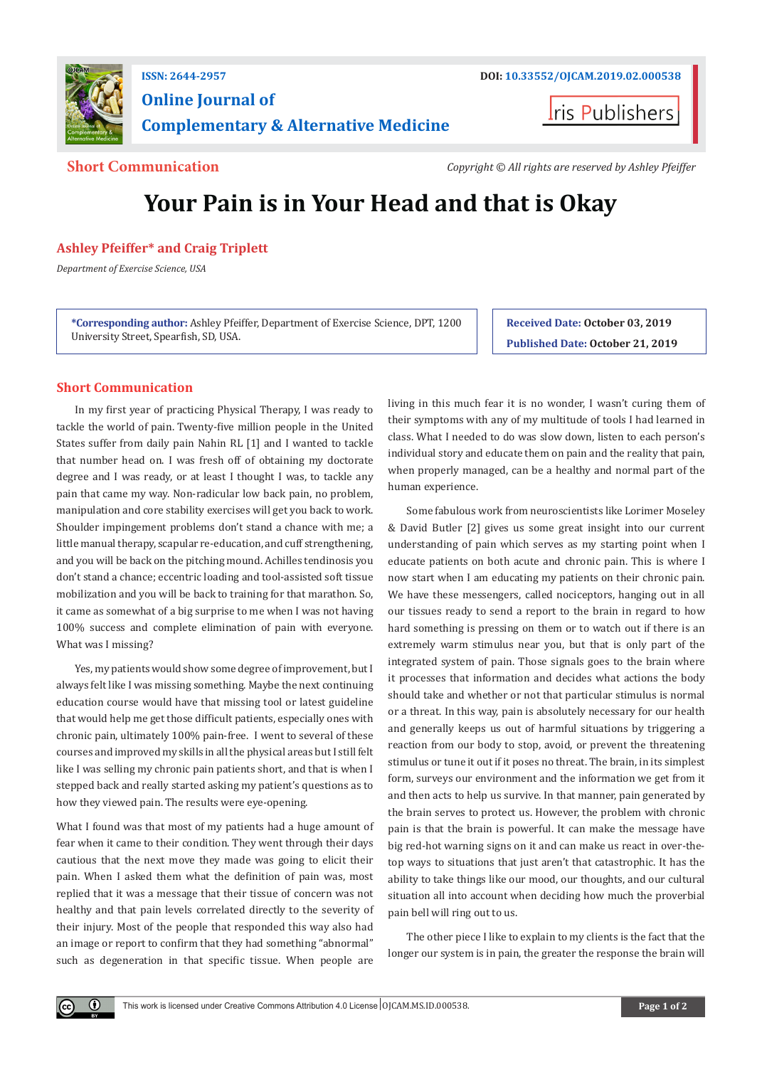ISSN: 2644-2957

DOI: 10.33552/OJCAM.2019.02.000538

**Online Journal of Complementary & Alternative Medicine**

Iris Publishers

**Short Communication**

*Copyright © All rights are reserved by Ashley Pfeiffer*

# Your Pain is in Your Head and that is Okay

**Ashley Pfeiffer\* and Craig Triplett**

*Department of Exercise Science, USA*

**\*Corresponding author:** Ashley Pfeiffer, Department of Exercise Science, DPT, 1200 University Street, Spearfish, SD, USA.

**Received Date:** October 03, 2019

**Published Date:** October 21, 2019

## Short Communication

In my first year of practicing Physical Therapy, I was ready to tackle the world of pain. Twenty-five million people in the United States suffer from daily pain Nahin RL [1] and I wanted to tackle that number head on. I was fresh off of obtaining my doctorate degree and I was ready, or at least I thought I was, to tackle any pain that came my way. Non-radicular low back pain, no problem, manipulation and core stability exercises will get you back to work. Shoulder impingement problems don't stand a chance with me; a little manual therapy, scapular re-education, and cuff strengthening, and you will be back on the pitching mound. Achilles tendinosis you don't stand a chance; eccentric loading and tool-assisted soft tissue mobilization and you will be back to training for that marathon. So, it came as somewhat of a big surprise to me when I was not having 100% success and complete elimination of pain with everyone. What was I missing?

Yes, my patients would show some degree of improvement, but I always felt like I was missing something. Maybe the next continuing education course would have that missing tool or latest guideline that would help me get those difficult patients, especially ones with chronic pain, ultimately 100% pain-free. I went to several of these courses and improved my skills in all the physical areas but I still felt like I was selling my chronic pain patients short, and that is when I stepped back and really started asking my patient's questions as to how they viewed pain. The results were eye-opening.

What I found was that most of my patients had a huge amount of fear when it came to their condition. They went through their days cautious that the next move they made was going to elicit their pain. When I asked them what the definition of pain was, most replied that it was a message that their tissue of concern was not healthy and that pain levels correlated directly to the severity of their injury. Most of the people that responded this way also had an image or report to confirm that they had something "abnormal" such as degeneration in that specific tissue. When people are living in this much fear it is no wonder, I wasn't curing them of their symptoms with any of my multitude of tools I had learned in class. What I needed to do was slow down, listen to each person's individual story and educate them on pain and the reality that pain, when properly managed, can be a healthy and normal part of the human experience.

Some fabulous work from neuroscientists like Lorimer Moseley & David Butler [2] gives us some great insight into our current understanding of pain which serves as my starting point when I educate patients on both acute and chronic pain. This is where I now start when I am educating my patients on their chronic pain. We have these messengers, called nociceptors, hanging out in all our tissues ready to send a report to the brain in regard to how hard something is pressing on them or to watch out if there is an extremely warm stimulus near you, but that is only part of the integrated system of pain. Those signals goes to the brain where it processes that information and decides what actions the body should take and whether or not that particular stimulus is normal or a threat. In this way, pain is absolutely necessary for our health and generally keeps us out of harmful situations by triggering a reaction from our body to stop, avoid, or prevent the threatening stimulus or tune it out if it poses no threat. The brain, in its simplest form, surveys our environment and the information we get from it and then acts to help us survive. In that manner, pain generated by the brain serves to protect us. However, the problem with chronic pain is that the brain is powerful. It can make the message have big red-hot warning signs on it and can make us react in over-the-top ways to situations that just aren't that catastrophic. It has the ability to take things like our mood, our thoughts, and our cultural situation all into account when deciding how much the proverbial pain bell will ring out to us.

The other piece I like to explain to my clients is the fact that the longer our system is in pain, the greater the response the brain will

This work is licensed under Creative Commons Attribution 4.0 License OJCAM.MS.ID.000538.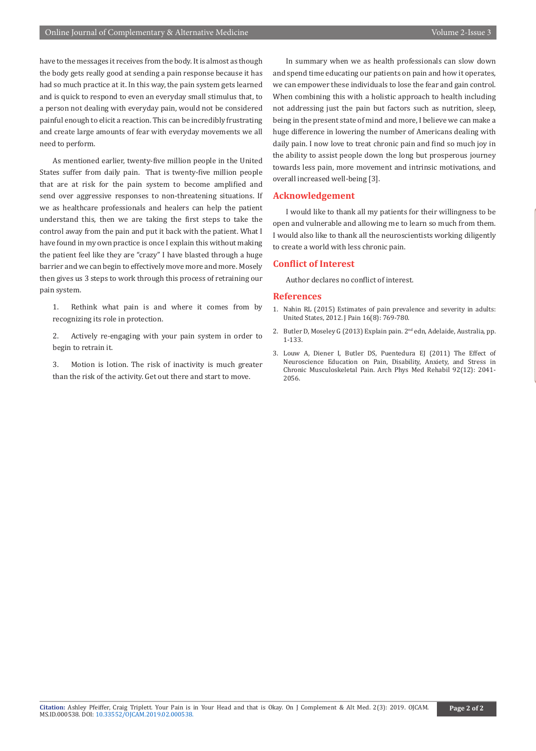have to the messages it receives from the body. It is almost as though the body gets really good at sending a pain response because it has had so much practice at it. In this way, the pain system gets learned and is quick to respond to even an everyday small stimulus that, to a person not dealing with everyday pain, would not be considered painful enough to elicit a reaction. This can be incredibly frustrating and create large amounts of fear with everyday movements we all need to perform.

As mentioned earlier, twenty-five million people in the United States suffer from daily pain. That is twenty-five million people that are at risk for the pain system to become amplified and send over aggressive responses to non-threatening situations. If we as healthcare professionals and healers can help the patient understand this, then we are taking the first steps to take the control away from the pain and put it back with the patient. What I have found in my own practice is once I explain this without making the patient feel like they are "crazy" I have blasted through a huge barrier and we can begin to effectively move more and more. Mosely then gives us 3 steps to work through this process of retraining our pain system.

1. Rethink what pain is and where it comes from by recognizing its role in protection.
2. Actively re-engaging with your pain system in order to begin to retrain it.
3. Motion is lotion. The risk of inactivity is much greater than the risk of the activity. Get out there and start to move.

In summary when we as health professionals can slow down and spend time educating our patients on pain and how it operates, we can empower these individuals to lose the fear and gain control. When combining this with a holistic approach to health including not addressing just the pain but factors such as nutrition, sleep, being in the present state of mind and more, I believe we can make a huge difference in lowering the number of Americans dealing with daily pain. I now love to treat chronic pain and find so much joy in the ability to assist people down the long but prosperous journey towards less pain, more movement and intrinsic motivations, and overall increased well-being [3].

## Acknowledgement

I would like to thank all my patients for their willingness to be open and vulnerable and allowing me to learn so much from them. I would also like to thank all the neuroscientists working diligently to create a world with less chronic pain.

## Conflict of Interest

Author declares no conflict of interest.

## References

1. Nahin RL (2015) Estimates of pain prevalence and severity in adults: United States, 2012. J Pain 16(8): 769-780.
2. Butler D, Moseley G (2013) Explain pain. 2nd edn, Adelaide, Australia, pp. 1-133.
3. Louw A, Diener I, Butler DS, Puentedura EJ (2011) The Effect of Neuroscience Education on Pain, Disability, Anxiety, and Stress in Chronic Musculoskeletal Pain. Arch Phys Med Rehabil 92(12): 2041-2056.

**Citation:** Ashley Pfeiffer, Craig Triplett. Your Pain is in Your Head and that is Okay. On J Complement & Alt Med. 2(3): 2019. OJCAM. MS.ID.000538. DOI: 10.33552/OJCAM.2019.02.000538.